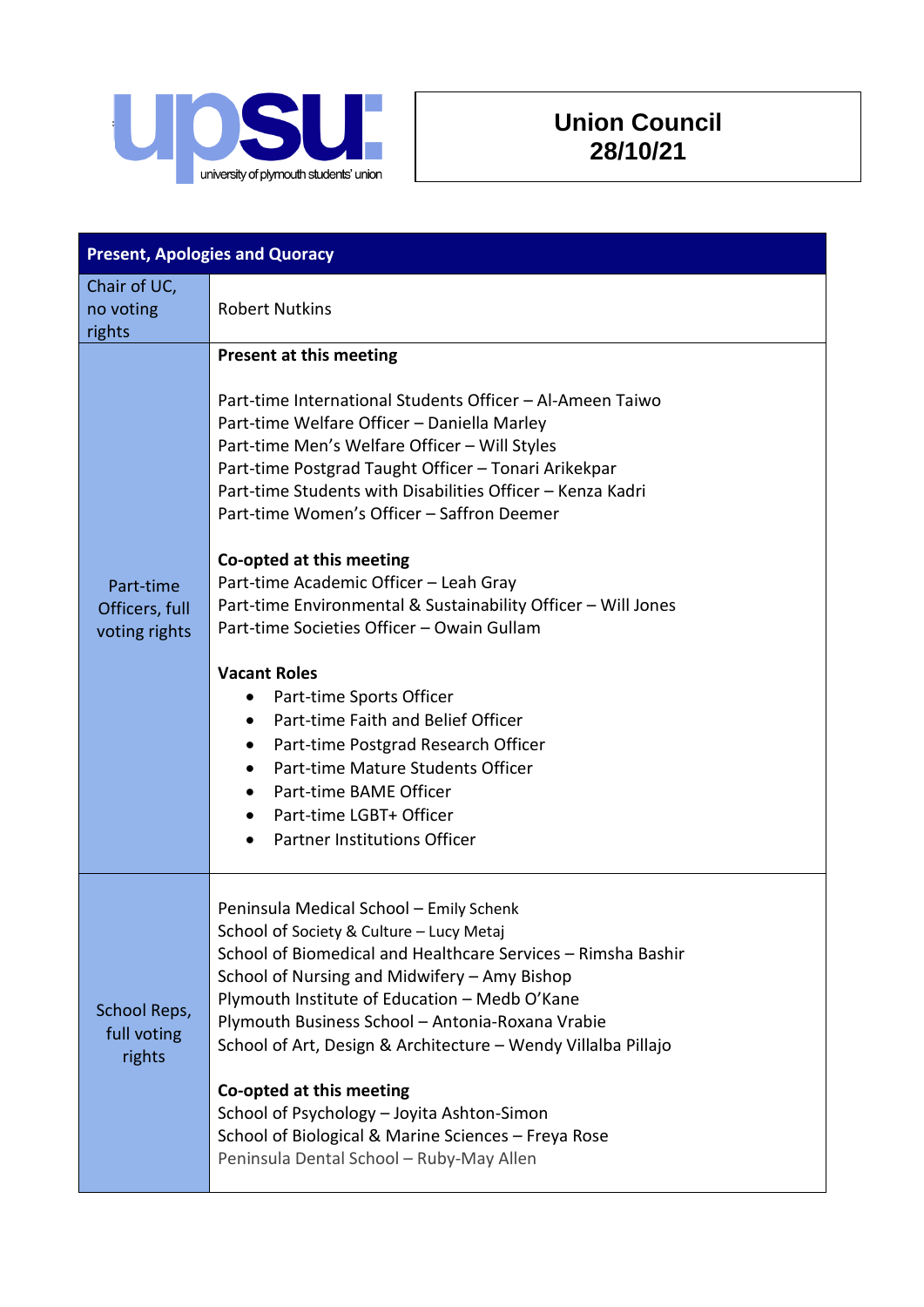# Union Council 28/10/21

| Present, Apologies and Quoracy | |
|---|---|
| Chair of UC, no voting rights | Robert Nutkins |
| Part-time Officers, full voting rights | **Present at this meeting**<br><br>Part-time International Students Officer – Al-Ameen Taiwo<br>Part-time Welfare Officer – Daniella Marley<br>Part-time Men's Welfare Officer – Will Styles<br>Part-time Postgrad Taught Officer – Tonari Arikekpar<br>Part-time Students with Disabilities Officer – Kenza Kadri<br>Part-time Women's Officer – Saffron Deemer<br><br>**Co-opted at this meeting**<br>Part-time Academic Officer – Leah Gray<br>Part-time Environmental & Sustainability Officer – Will Jones<br>Part-time Societies Officer – Owain Gullam<br><br>**Vacant Roles**<br>• Part-time Sports Officer<br>• Part-time Faith and Belief Officer<br>• Part-time Postgrad Research Officer<br>• Part-time Mature Students Officer<br>• Part-time BAME Officer<br>• Part-time LGBT+ Officer<br>• Partner Institutions Officer |
| School Reps, full voting rights | Peninsula Medical School – Emily Schenk<br>School of Society & Culture – Lucy Metaj<br>School of Biomedical and Healthcare Services – Rimsha Bashir<br>School of Nursing and Midwifery – Amy Bishop<br>Plymouth Institute of Education – Medb O'Kane<br>Plymouth Business School – Antonia-Roxana Vrabie<br>School of Art, Design & Architecture – Wendy Villalba Pillajo<br><br>**Co-opted at this meeting**<br>School of Psychology – Joyita Ashton-Simon<br>School of Biological & Marine Sciences – Freya Rose<br>Peninsula Dental School – Ruby-May Allen |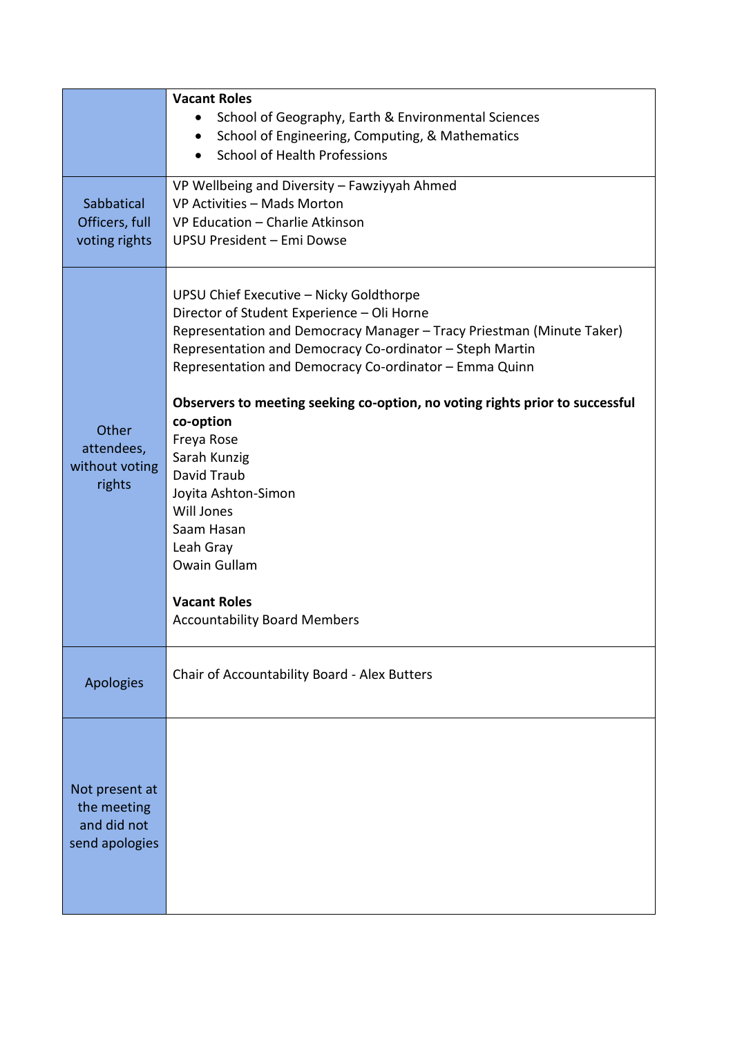| | |
|---|---|
| | **Vacant Roles**<br>• School of Geography, Earth & Environmental Sciences<br>• School of Engineering, Computing, & Mathematics<br>• School of Health Professions |
| Sabbatical Officers, full voting rights | VP Wellbeing and Diversity – Fawziyyah Ahmed<br>VP Activities – Mads Morton<br>VP Education – Charlie Atkinson<br>UPSU President – Emi Dowse |
| Other attendees, without voting rights | UPSU Chief Executive – Nicky Goldthorpe<br>Director of Student Experience – Oli Horne<br>Representation and Democracy Manager – Tracy Priestman (Minute Taker)<br>Representation and Democracy Co-ordinator – Steph Martin<br>Representation and Democracy Co-ordinator – Emma Quinn<br><br>**Observers to meeting seeking co-option, no voting rights prior to successful co-option**<br>Freya Rose<br>Sarah Kunzig<br>David Traub<br>Joyita Ashton-Simon<br>Will Jones<br>Saam Hasan<br>Leah Gray<br>Owain Gullam<br><br>**Vacant Roles**<br>Accountability Board Members |
| Apologies | Chair of Accountability Board - Alex Butters |
| Not present at the meeting and did not send apologies | |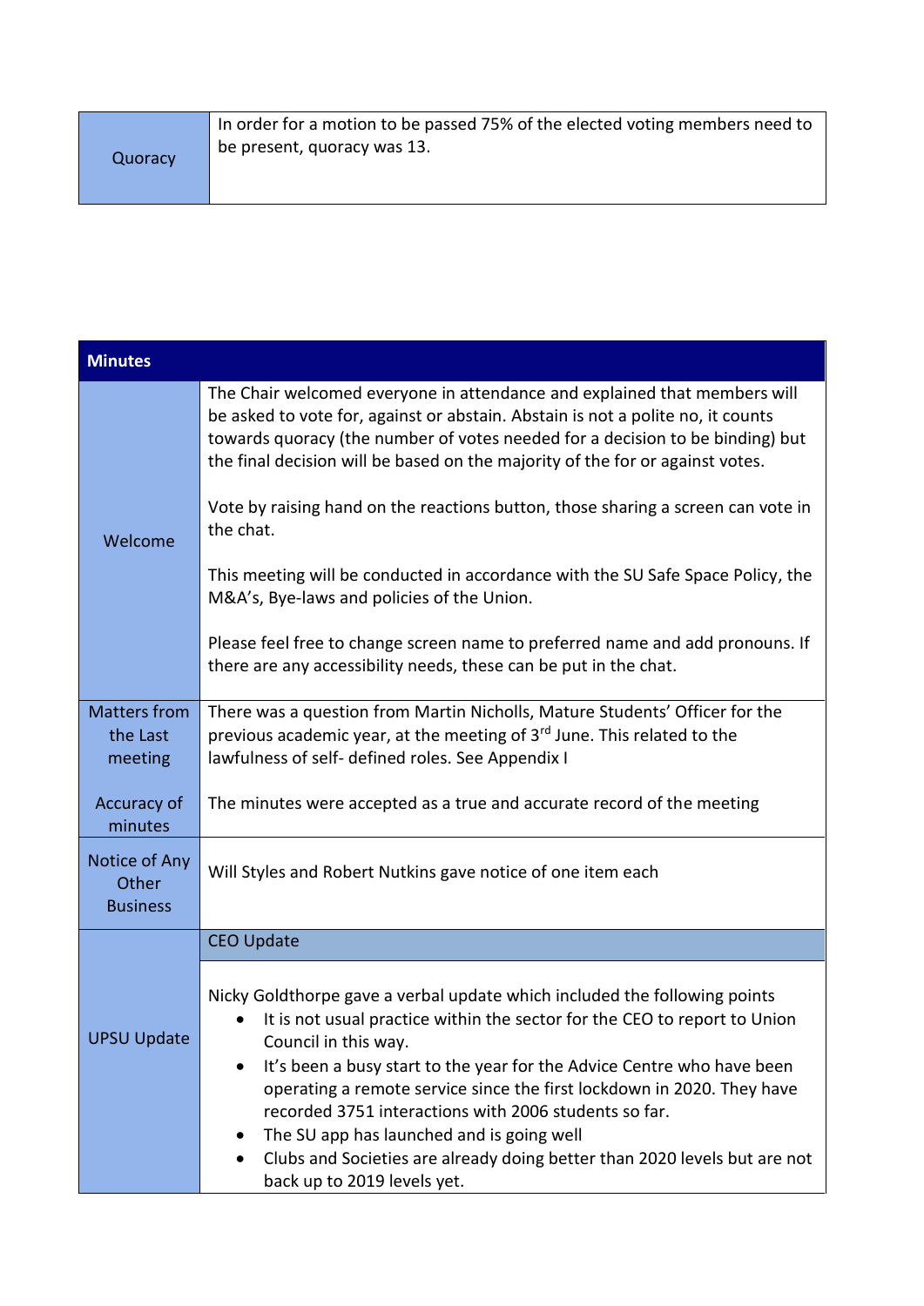| Quoracy | In order for a motion to be passed 75% of the elected voting members need to be present, quoracy was 13. |
|---|---|

| **Minutes** | |
|---|---|
| Welcome | The Chair welcomed everyone in attendance and explained that members will be asked to vote for, against or abstain. Abstain is not a polite no, it counts towards quoracy (the number of votes needed for a decision to be binding) but the final decision will be based on the majority of the for or against votes.<br><br>Vote by raising hand on the reactions button, those sharing a screen can vote in the chat.<br><br>This meeting will be conducted in accordance with the SU Safe Space Policy, the M&A's, Bye-laws and policies of the Union.<br><br>Please feel free to change screen name to preferred name and add pronouns. If there are any accessibility needs, these can be put in the chat. |
| Matters from the Last meeting<br><br>Accuracy of minutes | There was a question from Martin Nicholls, Mature Students' Officer for the previous academic year, at the meeting of 3rd June. This related to the lawfulness of self- defined roles. See Appendix I<br><br>The minutes were accepted as a true and accurate record of the meeting |
| Notice of Any Other Business | Will Styles and Robert Nutkins gave notice of one item each |
| UPSU Update | CEO Update<br><br>Nicky Goldthorpe gave a verbal update which included the following points<br>• It is not usual practice within the sector for the CEO to report to Union Council in this way.<br>• It's been a busy start to the year for the Advice Centre who have been operating a remote service since the first lockdown in 2020. They have recorded 3751 interactions with 2006 students so far.<br>• The SU app has launched and is going well<br>• Clubs and Societies are already doing better than 2020 levels but are not back up to 2019 levels yet. |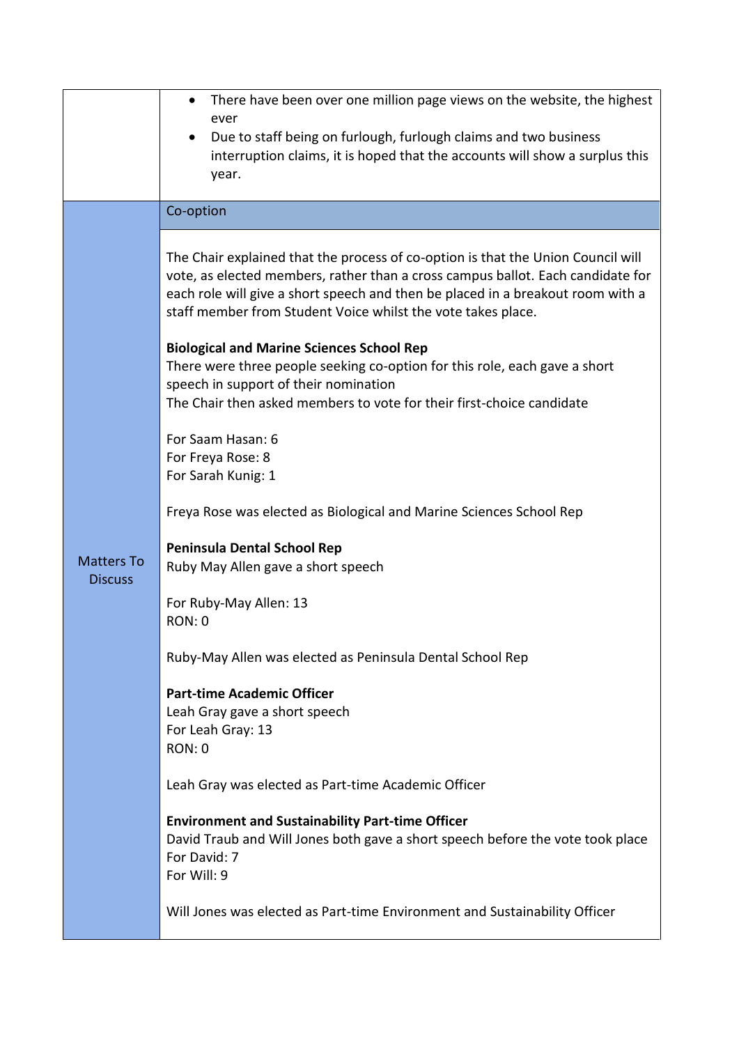| | |
|---|---|
| | • There have been over one million page views on the website, the highest ever<br>• Due to staff being on furlough, furlough claims and two business interruption claims, it is hoped that the accounts will show a surplus this year. |
| Matters To Discuss | Co-option |
| | The Chair explained that the process of co-option is that the Union Council will vote, as elected members, rather than a cross campus ballot. Each candidate for each role will give a short speech and then be placed in a breakout room with a staff member from Student Voice whilst the vote takes place.<br><br>**Biological and Marine Sciences School Rep**<br>There were three people seeking co-option for this role, each gave a short speech in support of their nomination<br>The Chair then asked members to vote for their first-choice candidate<br><br>For Saam Hasan: 6<br>For Freya Rose: 8<br>For Sarah Kunig: 1<br><br>Freya Rose was elected as Biological and Marine Sciences School Rep<br><br>**Peninsula Dental School Rep**<br>Ruby May Allen gave a short speech<br><br>For Ruby-May Allen: 13<br>RON: 0<br><br>Ruby-May Allen was elected as Peninsula Dental School Rep<br><br>**Part-time Academic Officer**<br>Leah Gray gave a short speech<br>For Leah Gray: 13<br>RON: 0<br><br>Leah Gray was elected as Part-time Academic Officer<br><br>**Environment and Sustainability Part-time Officer**<br>David Traub and Will Jones both gave a short speech before the vote took place<br>For David: 7<br>For Will: 9<br><br>Will Jones was elected as Part-time Environment and Sustainability Officer |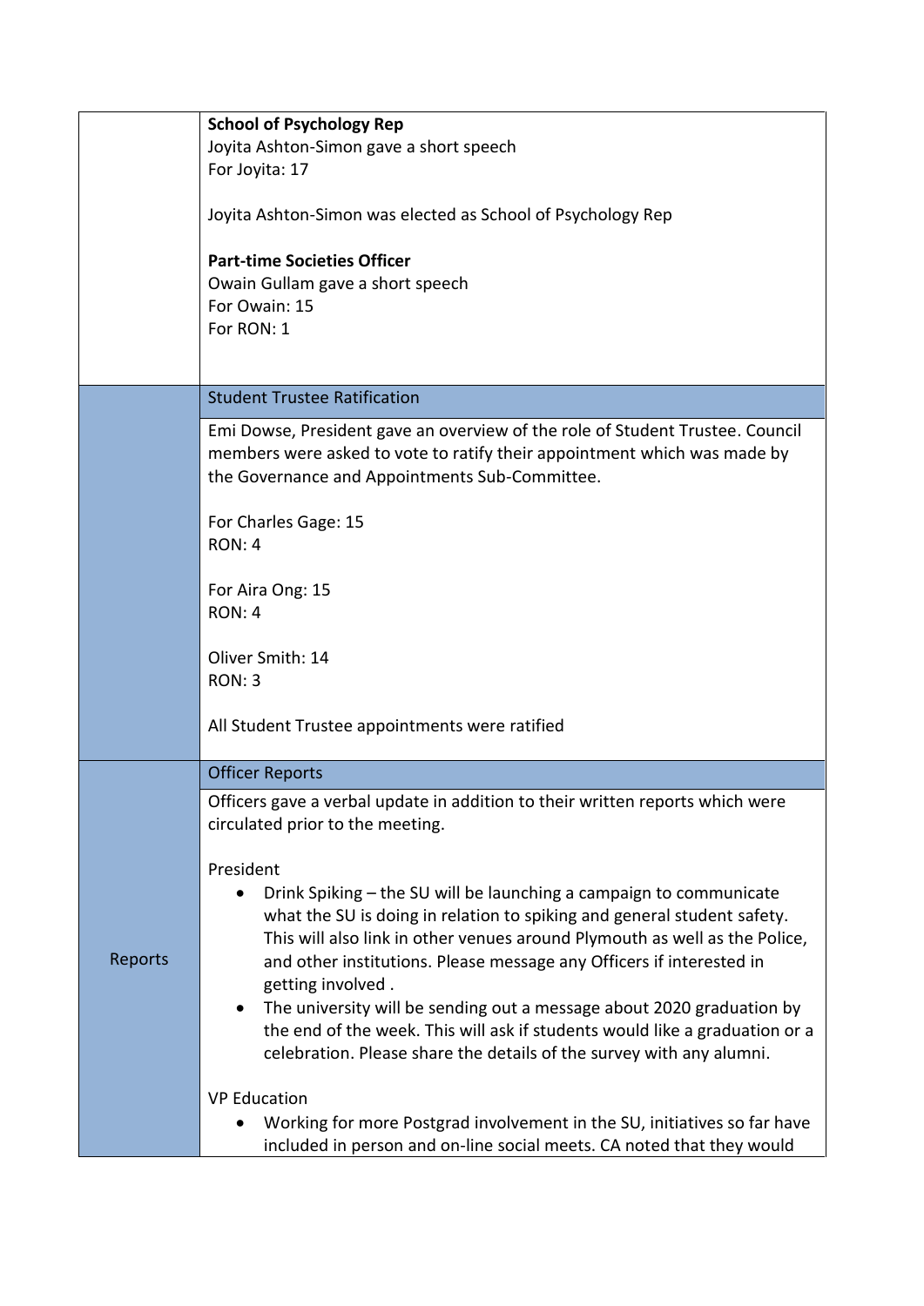| | |
|---|---|
| | **School of Psychology Rep**<br>Joyita Ashton-Simon gave a short speech<br>For Joyita: 17<br><br>Joyita Ashton-Simon was elected as School of Psychology Rep<br><br>**Part-time Societies Officer**<br>Owain Gullam gave a short speech<br>For Owain: 15<br>For RON: 1 |
| | Student Trustee Ratification |
| | Emi Dowse, President gave an overview of the role of Student Trustee. Council members were asked to vote to ratify their appointment which was made by the Governance and Appointments Sub-Committee.<br><br>For Charles Gage: 15<br>RON: 4<br><br>For Aira Ong: 15<br>RON: 4<br><br>Oliver Smith: 14<br>RON: 3<br><br>All Student Trustee appointments were ratified |
| | Officer Reports |
| Reports | Officers gave a verbal update in addition to their written reports which were circulated prior to the meeting.<br><br>President<br>• Drink Spiking – the SU will be launching a campaign to communicate what the SU is doing in relation to spiking and general student safety. This will also link in other venues around Plymouth as well as the Police, and other institutions. Please message any Officers if interested in getting involved .<br>• The university will be sending out a message about 2020 graduation by the end of the week. This will ask if students would like a graduation or a celebration. Please share the details of the survey with any alumni.<br><br>VP Education<br>• Working for more Postgrad involvement in the SU, initiatives so far have included in person and on-line social meets. CA noted that they would |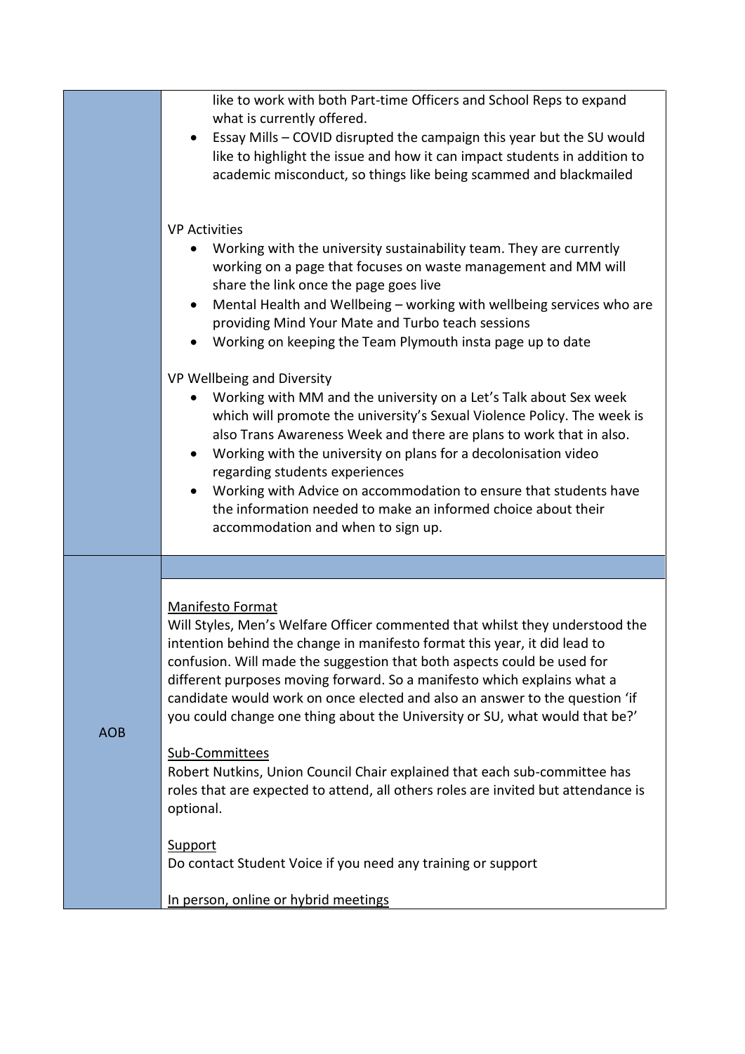| | |
|---|---|
| | like to work with both Part-time Officers and School Reps to expand what is currently offered.<br>• Essay Mills – COVID disrupted the campaign this year but the SU would like to highlight the issue and how it can impact students in addition to academic misconduct, so things like being scammed and blackmailed<br><br>VP Activities<br>• Working with the university sustainability team. They are currently working on a page that focuses on waste management and MM will share the link once the page goes live<br>• Mental Health and Wellbeing – working with wellbeing services who are providing Mind Your Mate and Turbo teach sessions<br>• Working on keeping the Team Plymouth insta page up to date<br><br>VP Wellbeing and Diversity<br>• Working with MM and the university on a Let's Talk about Sex week which will promote the university's Sexual Violence Policy. The week is also Trans Awareness Week and there are plans to work that in also.<br>• Working with the university on plans for a decolonisation video regarding students experiences<br>• Working with Advice on accommodation to ensure that students have the information needed to make an informed choice about their accommodation and when to sign up. |
| AOB | <u>Manifesto Format</u><br>Will Styles, Men's Welfare Officer commented that whilst they understood the intention behind the change in manifesto format this year, it did lead to confusion. Will made the suggestion that both aspects could be used for different purposes moving forward. So a manifesto which explains what a candidate would work on once elected and also an answer to the question 'if you could change one thing about the University or SU, what would that be?'<br><br><u>Sub-Committees</u><br>Robert Nutkins, Union Council Chair explained that each sub-committee has roles that are expected to attend, all others roles are invited but attendance is optional.<br><br><u>Support</u><br>Do contact Student Voice if you need any training or support<br><br><u>In person, online or hybrid meetings</u> |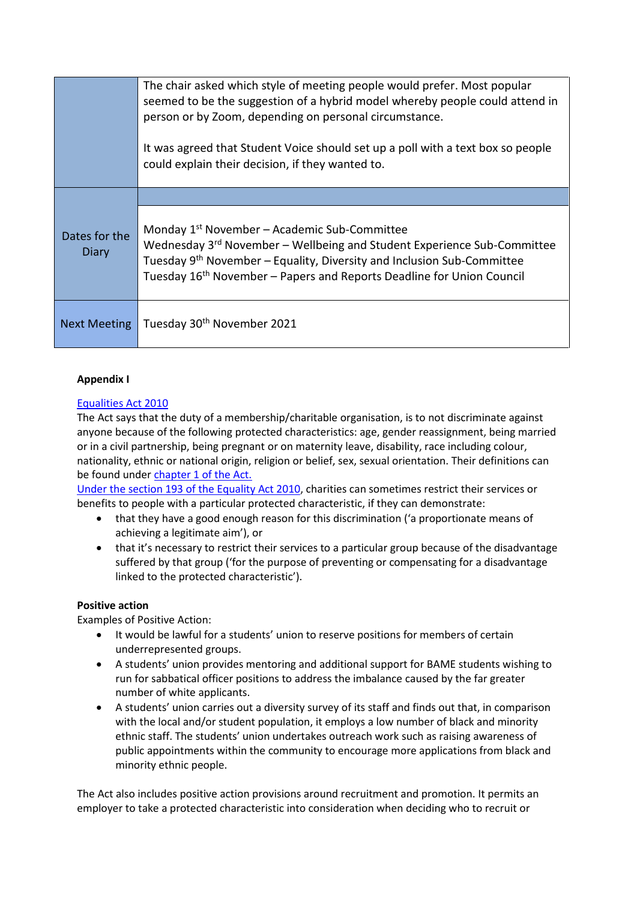|  |  |
|---|---|
|  | The chair asked which style of meeting people would prefer. Most popular seemed to be the suggestion of a hybrid model whereby people could attend in person or by Zoom, depending on personal circumstance.<br><br>It was agreed that Student Voice should set up a poll with a text box so people could explain their decision, if they wanted to. |
| Dates for the Diary |  |
|  | Monday 1st November – Academic Sub-Committee<br>Wednesday 3rd November – Wellbeing and Student Experience Sub-Committee<br>Tuesday 9th November – Equality, Diversity and Inclusion Sub-Committee<br>Tuesday 16th November – Papers and Reports Deadline for Union Council |
| Next Meeting | Tuesday 30th November 2021 |

**Appendix I**

Equalities Act 2010

The Act says that the duty of a membership/charitable organisation, is to not discriminate against anyone because of the following protected characteristics: age, gender reassignment, being married or in a civil partnership, being pregnant or on maternity leave, disability, race including colour, nationality, ethnic or national origin, religion or belief, sex, sexual orientation. Their definitions can be found under chapter 1 of the Act.

Under the section 193 of the Equality Act 2010, charities can sometimes restrict their services or benefits to people with a particular protected characteristic, if they can demonstrate:

- that they have a good enough reason for this discrimination ('a proportionate means of achieving a legitimate aim'), or
- that it's necessary to restrict their services to a particular group because of the disadvantage suffered by that group ('for the purpose of preventing or compensating for a disadvantage linked to the protected characteristic').

**Positive action**

Examples of Positive Action:

- It would be lawful for a students' union to reserve positions for members of certain underrepresented groups.
- A students' union provides mentoring and additional support for BAME students wishing to run for sabbatical officer positions to address the imbalance caused by the far greater number of white applicants.
- A students' union carries out a diversity survey of its staff and finds out that, in comparison with the local and/or student population, it employs a low number of black and minority ethnic staff. The students' union undertakes outreach work such as raising awareness of public appointments within the community to encourage more applications from black and minority ethnic people.

The Act also includes positive action provisions around recruitment and promotion. It permits an employer to take a protected characteristic into consideration when deciding who to recruit or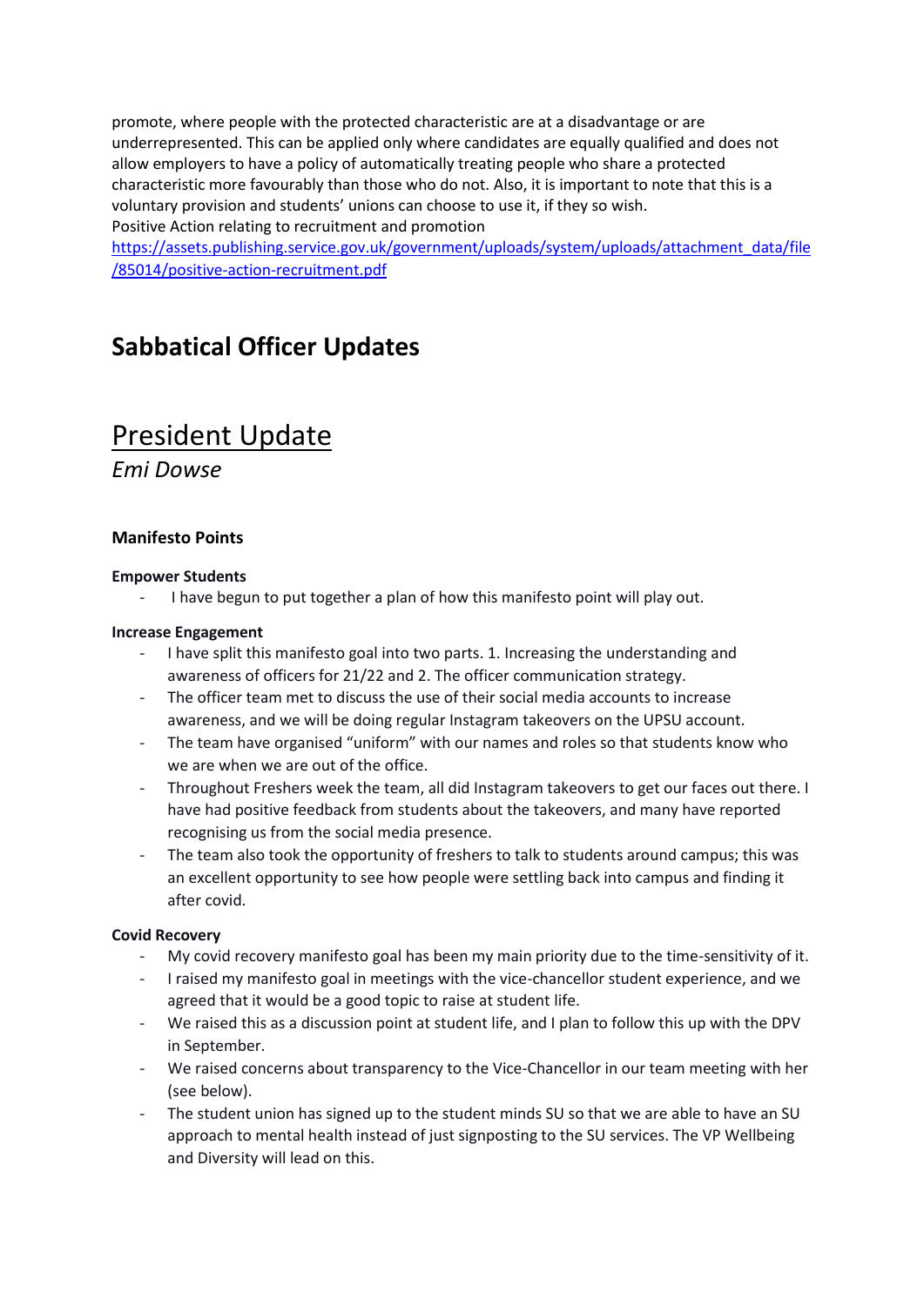promote, where people with the protected characteristic are at a disadvantage or are underrepresented. This can be applied only where candidates are equally qualified and does not allow employers to have a policy of automatically treating people who share a protected characteristic more favourably than those who do not. Also, it is important to note that this is a voluntary provision and students' unions can choose to use it, if they so wish.
Positive Action relating to recruitment and promotion
[https://assets.publishing.service.gov.uk/government/uploads/system/uploads/attachment_data/file/85014/positive-action-recruitment.pdf](https://assets.publishing.service.gov.uk/government/uploads/system/uploads/attachment_data/file/85014/positive-action-recruitment.pdf)

# Sabbatical Officer Updates

# President Update

*Emi Dowse*

### Manifesto Points

**Empower Students**

- I have begun to put together a plan of how this manifesto point will play out.

**Increase Engagement**

- I have split this manifesto goal into two parts. 1. Increasing the understanding and awareness of officers for 21/22 and 2. The officer communication strategy.
- The officer team met to discuss the use of their social media accounts to increase awareness, and we will be doing regular Instagram takeovers on the UPSU account.
- The team have organised "uniform" with our names and roles so that students know who we are when we are out of the office.
- Throughout Freshers week the team, all did Instagram takeovers to get our faces out there. I have had positive feedback from students about the takeovers, and many have reported recognising us from the social media presence.
- The team also took the opportunity of freshers to talk to students around campus; this was an excellent opportunity to see how people were settling back into campus and finding it after covid.

**Covid Recovery**

- My covid recovery manifesto goal has been my main priority due to the time-sensitivity of it.
- I raised my manifesto goal in meetings with the vice-chancellor student experience, and we agreed that it would be a good topic to raise at student life.
- We raised this as a discussion point at student life, and I plan to follow this up with the DPV in September.
- We raised concerns about transparency to the Vice-Chancellor in our team meeting with her (see below).
- The student union has signed up to the student minds SU so that we are able to have an SU approach to mental health instead of just signposting to the SU services. The VP Wellbeing and Diversity will lead on this.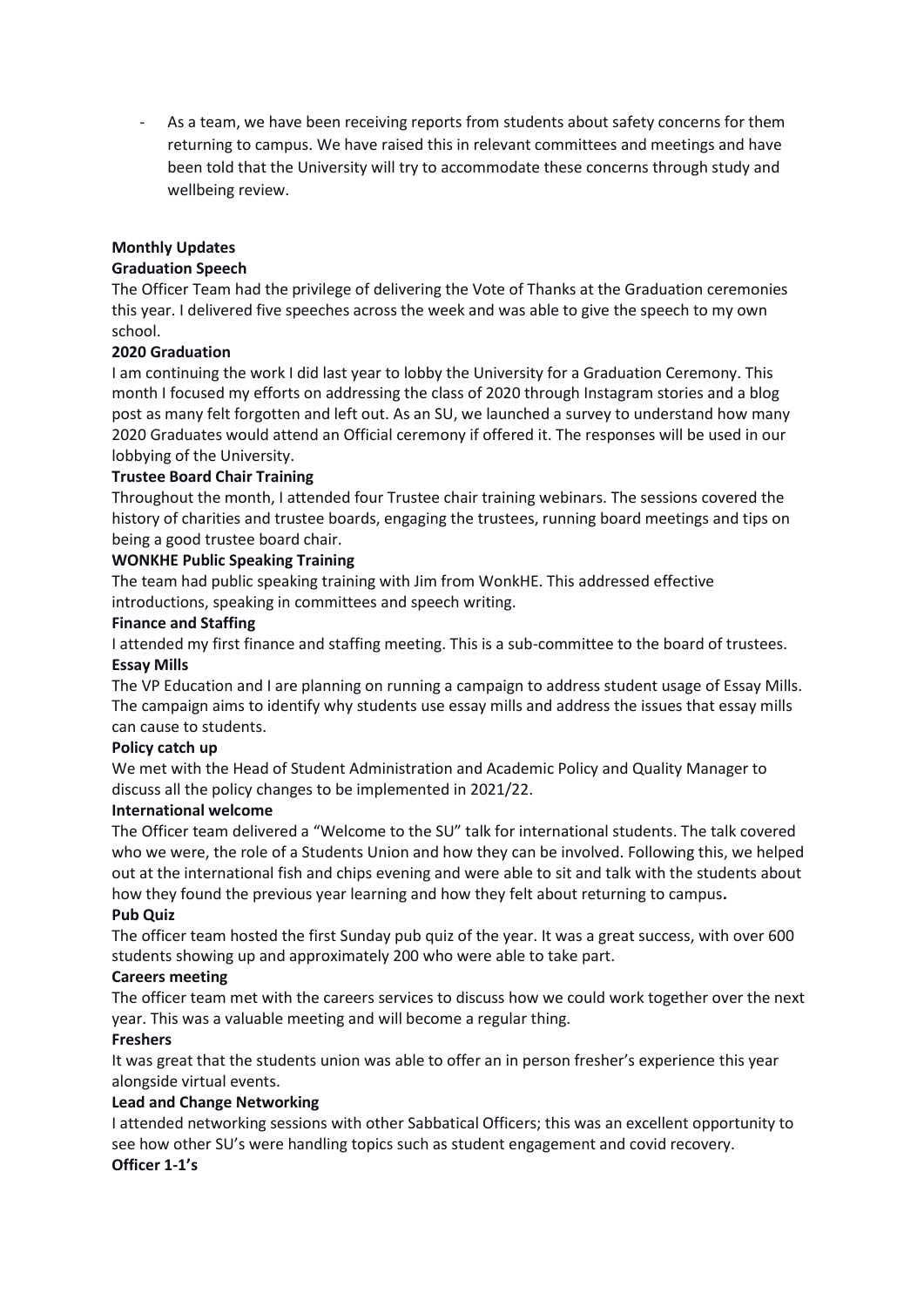- As a team, we have been receiving reports from students about safety concerns for them returning to campus. We have raised this in relevant committees and meetings and have been told that the University will try to accommodate these concerns through study and wellbeing review.

**Monthly Updates**

**Graduation Speech**

The Officer Team had the privilege of delivering the Vote of Thanks at the Graduation ceremonies this year. I delivered five speeches across the week and was able to give the speech to my own school.

**2020 Graduation**

I am continuing the work I did last year to lobby the University for a Graduation Ceremony. This month I focused my efforts on addressing the class of 2020 through Instagram stories and a blog post as many felt forgotten and left out. As an SU, we launched a survey to understand how many 2020 Graduates would attend an Official ceremony if offered it. The responses will be used in our lobbying of the University.

**Trustee Board Chair Training**

Throughout the month, I attended four Trustee chair training webinars. The sessions covered the history of charities and trustee boards, engaging the trustees, running board meetings and tips on being a good trustee board chair.

**WONKHE Public Speaking Training**

The team had public speaking training with Jim from WonkHE. This addressed effective introductions, speaking in committees and speech writing.

**Finance and Staffing**

I attended my first finance and staffing meeting. This is a sub-committee to the board of trustees.

**Essay Mills**

The VP Education and I are planning on running a campaign to address student usage of Essay Mills. The campaign aims to identify why students use essay mills and address the issues that essay mills can cause to students.

**Policy catch up**

We met with the Head of Student Administration and Academic Policy and Quality Manager to discuss all the policy changes to be implemented in 2021/22.

**International welcome**

The Officer team delivered a "Welcome to the SU" talk for international students. The talk covered who we were, the role of a Students Union and how they can be involved. Following this, we helped out at the international fish and chips evening and were able to sit and talk with the students about how they found the previous year learning and how they felt about returning to campus**.**

**Pub Quiz**

The officer team hosted the first Sunday pub quiz of the year. It was a great success, with over 600 students showing up and approximately 200 who were able to take part.

**Careers meeting**

The officer team met with the careers services to discuss how we could work together over the next year. This was a valuable meeting and will become a regular thing.

**Freshers**

It was great that the students union was able to offer an in person fresher's experience this year alongside virtual events.

**Lead and Change Networking**

I attended networking sessions with other Sabbatical Officers; this was an excellent opportunity to see how other SU's were handling topics such as student engagement and covid recovery.

**Officer 1-1's**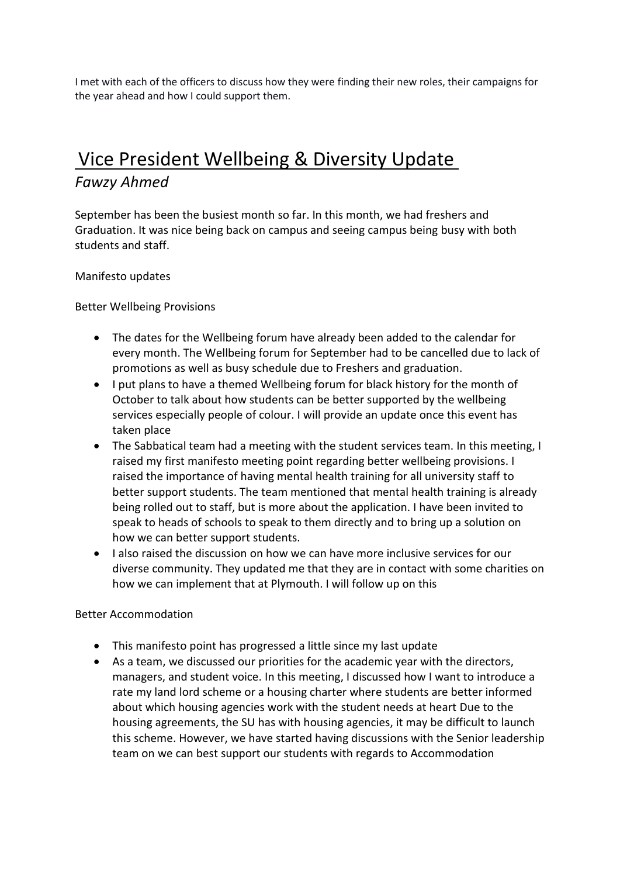I met with each of the officers to discuss how they were finding their new roles, their campaigns for the year ahead and how I could support them.

# Vice President Wellbeing & Diversity Update

*Fawzy Ahmed*

September has been the busiest month so far. In this month, we had freshers and Graduation. It was nice being back on campus and seeing campus being busy with both students and staff.

Manifesto updates

Better Wellbeing Provisions

- The dates for the Wellbeing forum have already been added to the calendar for every month. The Wellbeing forum for September had to be cancelled due to lack of promotions as well as busy schedule due to Freshers and graduation.
- I put plans to have a themed Wellbeing forum for black history for the month of October to talk about how students can be better supported by the wellbeing services especially people of colour. I will provide an update once this event has taken place
- The Sabbatical team had a meeting with the student services team. In this meeting, I raised my first manifesto meeting point regarding better wellbeing provisions. I raised the importance of having mental health training for all university staff to better support students. The team mentioned that mental health training is already being rolled out to staff, but is more about the application. I have been invited to speak to heads of schools to speak to them directly and to bring up a solution on how we can better support students.
- I also raised the discussion on how we can have more inclusive services for our diverse community. They updated me that they are in contact with some charities on how we can implement that at Plymouth. I will follow up on this

Better Accommodation

- This manifesto point has progressed a little since my last update
- As a team, we discussed our priorities for the academic year with the directors, managers, and student voice. In this meeting, I discussed how I want to introduce a rate my land lord scheme or a housing charter where students are better informed about which housing agencies work with the student needs at heart Due to the housing agreements, the SU has with housing agencies, it may be difficult to launch this scheme. However, we have started having discussions with the Senior leadership team on we can best support our students with regards to Accommodation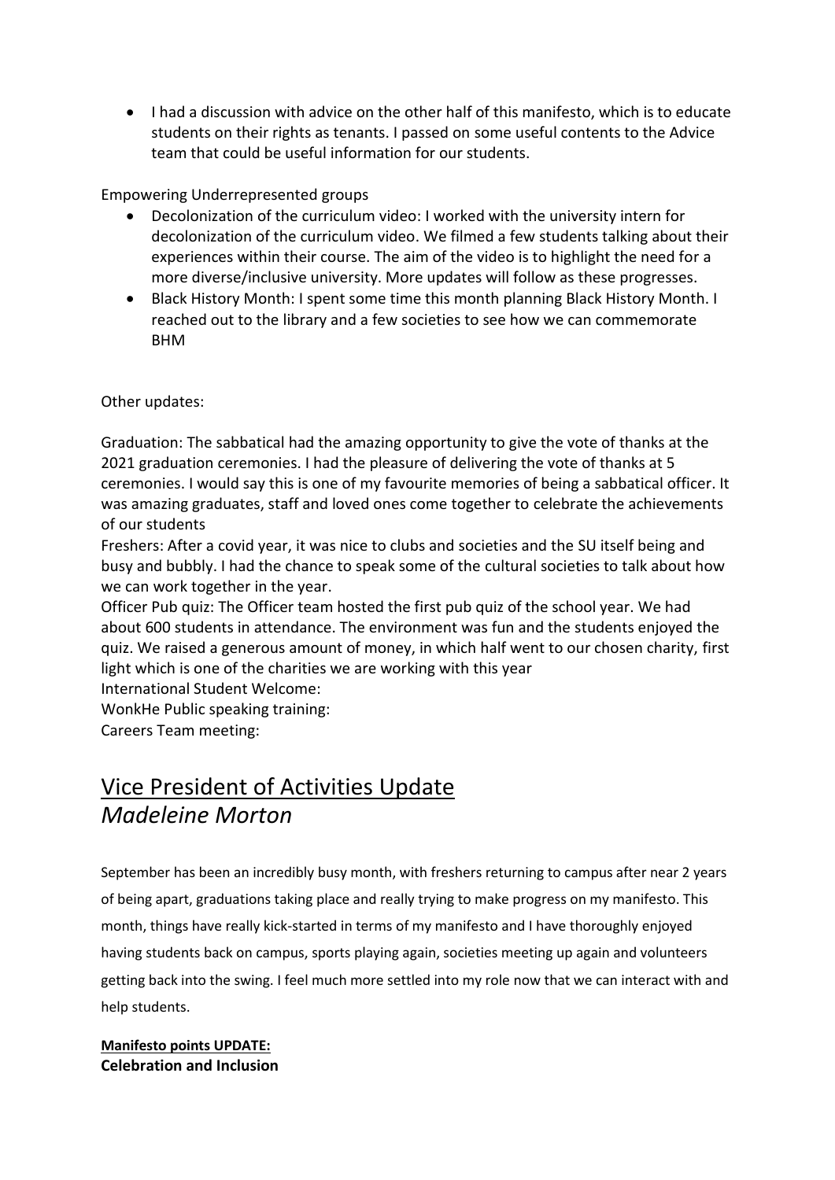- I had a discussion with advice on the other half of this manifesto, which is to educate students on their rights as tenants. I passed on some useful contents to the Advice team that could be useful information for our students.

Empowering Underrepresented groups

- Decolonization of the curriculum video: I worked with the university intern for decolonization of the curriculum video. We filmed a few students talking about their experiences within their course. The aim of the video is to highlight the need for a more diverse/inclusive university. More updates will follow as these progresses.
- Black History Month: I spent some time this month planning Black History Month. I reached out to the library and a few societies to see how we can commemorate BHM

Other updates:

Graduation: The sabbatical had the amazing opportunity to give the vote of thanks at the 2021 graduation ceremonies. I had the pleasure of delivering the vote of thanks at 5 ceremonies. I would say this is one of my favourite memories of being a sabbatical officer. It was amazing graduates, staff and loved ones come together to celebrate the achievements of our students
Freshers: After a covid year, it was nice to clubs and societies and the SU itself being and busy and bubbly. I had the chance to speak some of the cultural societies to talk about how we can work together in the year.
Officer Pub quiz: The Officer team hosted the first pub quiz of the school year. We had about 600 students in attendance. The environment was fun and the students enjoyed the quiz. We raised a generous amount of money, in which half went to our chosen charity, first light which is one of the charities we are working with this year
International Student Welcome:
WonkHe Public speaking training:
Careers Team meeting:

## Vice President of Activities Update
## *Madeleine Morton*

September has been an incredibly busy month, with freshers returning to campus after near 2 years of being apart, graduations taking place and really trying to make progress on my manifesto. This month, things have really kick-started in terms of my manifesto and I have thoroughly enjoyed having students back on campus, sports playing again, societies meeting up again and volunteers getting back into the swing. I feel much more settled into my role now that we can interact with and help students.

**Manifesto points UPDATE:**
**Celebration and Inclusion**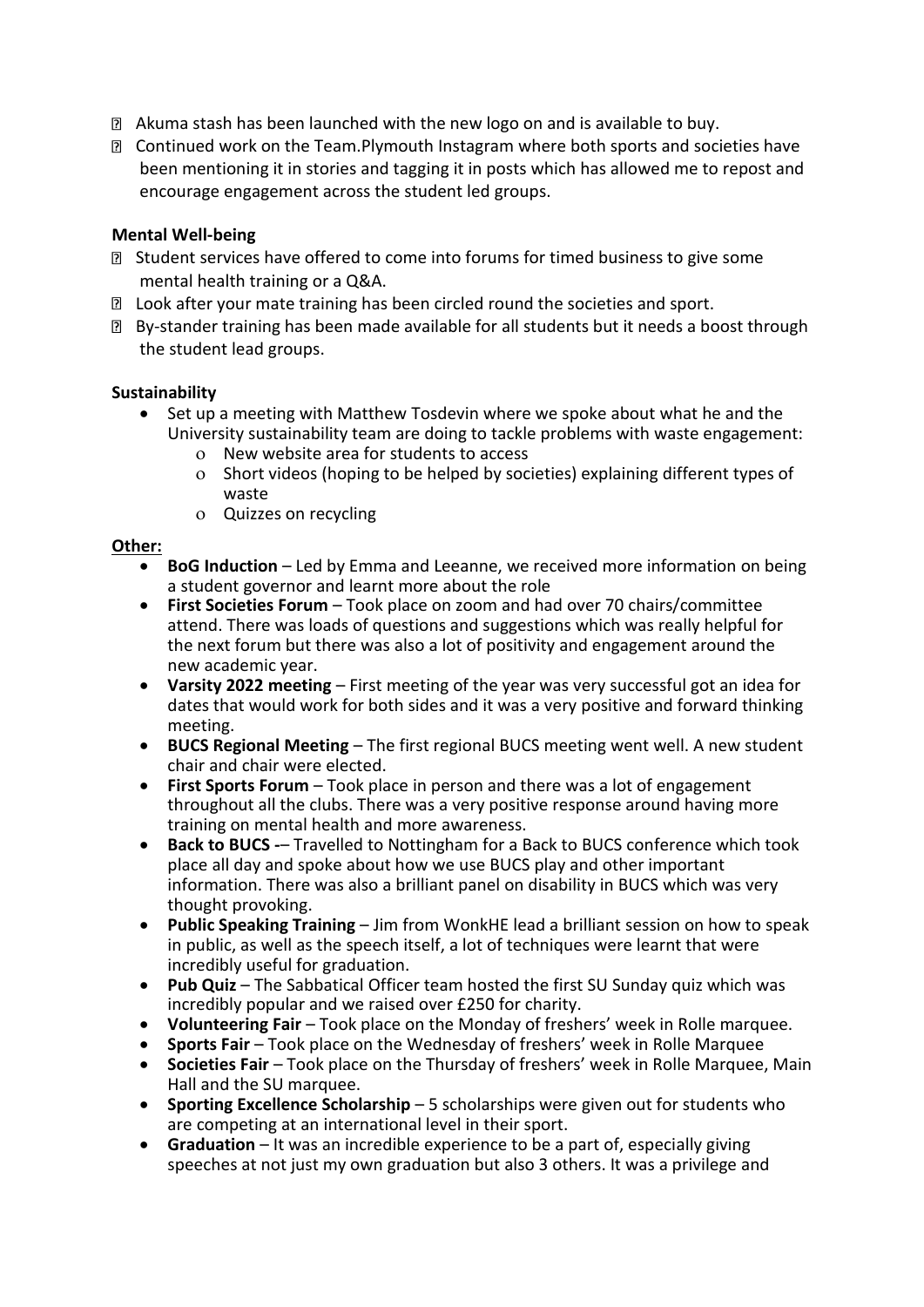- Akuma stash has been launched with the new logo on and is available to buy.
- Continued work on the Team.Plymouth Instagram where both sports and societies have been mentioning it in stories and tagging it in posts which has allowed me to repost and encourage engagement across the student led groups.

**Mental Well-being**

- Student services have offered to come into forums for timed business to give some mental health training or a Q&A.
- Look after your mate training has been circled round the societies and sport.
- By-stander training has been made available for all students but it needs a boost through the student lead groups.

**Sustainability**

- Set up a meeting with Matthew Tosdevin where we spoke about what he and the University sustainability team are doing to tackle problems with waste engagement:
  - New website area for students to access
  - Short videos (hoping to be helped by societies) explaining different types of waste
  - Quizzes on recycling

**Other:**

- **BoG Induction** – Led by Emma and Leeanne, we received more information on being a student governor and learnt more about the role
- **First Societies Forum** – Took place on zoom and had over 70 chairs/committee attend. There was loads of questions and suggestions which was really helpful for the next forum but there was also a lot of positivity and engagement around the new academic year.
- **Varsity 2022 meeting** – First meeting of the year was very successful got an idea for dates that would work for both sides and it was a very positive and forward thinking meeting.
- **BUCS Regional Meeting** – The first regional BUCS meeting went well. A new student chair and chair were elected.
- **First Sports Forum** – Took place in person and there was a lot of engagement throughout all the clubs. There was a very positive response around having more training on mental health and more awareness.
- **Back to BUCS -**– Travelled to Nottingham for a Back to BUCS conference which took place all day and spoke about how we use BUCS play and other important information. There was also a brilliant panel on disability in BUCS which was very thought provoking.
- **Public Speaking Training** – Jim from WonkHE lead a brilliant session on how to speak in public, as well as the speech itself, a lot of techniques were learnt that were incredibly useful for graduation.
- **Pub Quiz** – The Sabbatical Officer team hosted the first SU Sunday quiz which was incredibly popular and we raised over £250 for charity.
- **Volunteering Fair** – Took place on the Monday of freshers' week in Rolle marquee.
- **Sports Fair** – Took place on the Wednesday of freshers' week in Rolle Marquee
- **Societies Fair** – Took place on the Thursday of freshers' week in Rolle Marquee, Main Hall and the SU marquee.
- **Sporting Excellence Scholarship** – 5 scholarships were given out for students who are competing at an international level in their sport.
- **Graduation** – It was an incredible experience to be a part of, especially giving speeches at not just my own graduation but also 3 others. It was a privilege and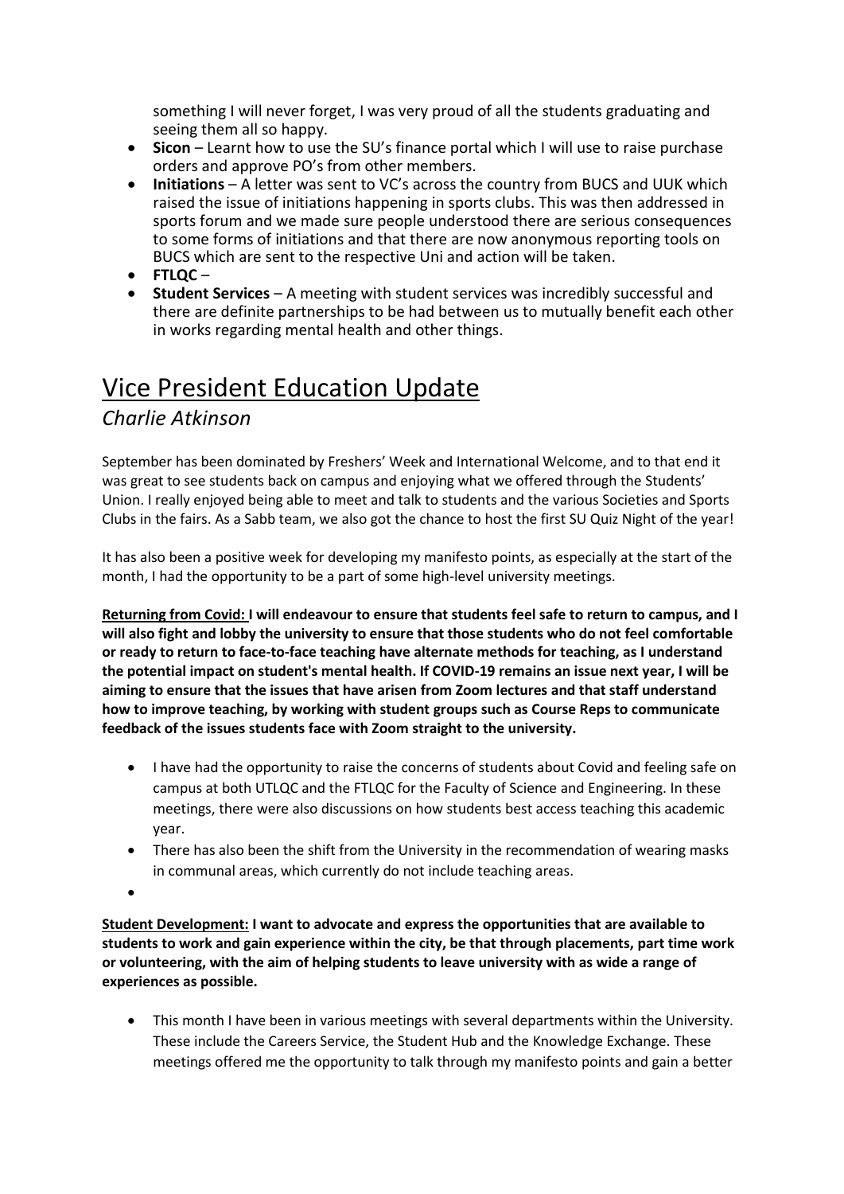something I will never forget, I was very proud of all the students graduating and seeing them all so happy.

- **Sicon** – Learnt how to use the SU's finance portal which I will use to raise purchase orders and approve PO's from other members.
- **Initiations** – A letter was sent to VC's across the country from BUCS and UUK which raised the issue of initiations happening in sports clubs. This was then addressed in sports forum and we made sure people understood there are serious consequences to some forms of initiations and that there are now anonymous reporting tools on BUCS which are sent to the respective Uni and action will be taken.
- **FTLQC** –
- **Student Services** – A meeting with student services was incredibly successful and there are definite partnerships to be had between us to mutually benefit each other in works regarding mental health and other things.

# Vice President Education Update

*Charlie Atkinson*

September has been dominated by Freshers' Week and International Welcome, and to that end it was great to see students back on campus and enjoying what we offered through the Students' Union. I really enjoyed being able to meet and talk to students and the various Societies and Sports Clubs in the fairs. As a Sabb team, we also got the chance to host the first SU Quiz Night of the year!

It has also been a positive week for developing my manifesto points, as especially at the start of the month, I had the opportunity to be a part of some high-level university meetings.

**Returning from Covid: I will endeavour to ensure that students feel safe to return to campus, and I will also fight and lobby the university to ensure that those students who do not feel comfortable or ready to return to face-to-face teaching have alternate methods for teaching, as I understand the potential impact on student's mental health. If COVID-19 remains an issue next year, I will be aiming to ensure that the issues that have arisen from Zoom lectures and that staff understand how to improve teaching, by working with student groups such as Course Reps to communicate feedback of the issues students face with Zoom straight to the university.**

- I have had the opportunity to raise the concerns of students about Covid and feeling safe on campus at both UTLQC and the FTLQC for the Faculty of Science and Engineering. In these meetings, there were also discussions on how students best access teaching this academic year.
- There has also been the shift from the University in the recommendation of wearing masks in communal areas, which currently do not include teaching areas.
-

**Student Development: I want to advocate and express the opportunities that are available to students to work and gain experience within the city, be that through placements, part time work or volunteering, with the aim of helping students to leave university with as wide a range of experiences as possible.**

- This month I have been in various meetings with several departments within the University. These include the Careers Service, the Student Hub and the Knowledge Exchange. These meetings offered me the opportunity to talk through my manifesto points and gain a better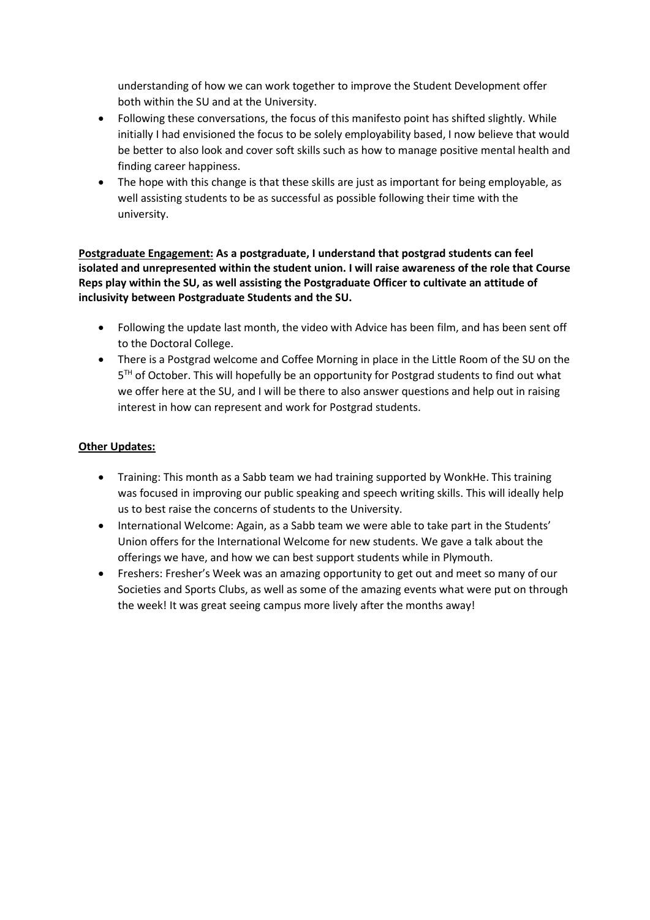understanding of how we can work together to improve the Student Development offer both within the SU and at the University.

- Following these conversations, the focus of this manifesto point has shifted slightly. While initially I had envisioned the focus to be solely employability based, I now believe that would be better to also look and cover soft skills such as how to manage positive mental health and finding career happiness.
- The hope with this change is that these skills are just as important for being employable, as well assisting students to be as successful as possible following their time with the university.

**<u>Postgraduate Engagement:</u> As a postgraduate, I understand that postgrad students can feel isolated and unrepresented within the student union. I will raise awareness of the role that Course Reps play within the SU, as well assisting the Postgraduate Officer to cultivate an attitude of inclusivity between Postgraduate Students and the SU.**

- Following the update last month, the video with Advice has been film, and has been sent off to the Doctoral College.
- There is a Postgrad welcome and Coffee Morning in place in the Little Room of the SU on the 5[TH] of October. This will hopefully be an opportunity for Postgrad students to find out what we offer here at the SU, and I will be there to also answer questions and help out in raising interest in how can represent and work for Postgrad students.

**<u>Other Updates:</u>**

- Training: This month as a Sabb team we had training supported by WonkHe. This training was focused in improving our public speaking and speech writing skills. This will ideally help us to best raise the concerns of students to the University.
- International Welcome: Again, as a Sabb team we were able to take part in the Students' Union offers for the International Welcome for new students. We gave a talk about the offerings we have, and how we can best support students while in Plymouth.
- Freshers: Fresher's Week was an amazing opportunity to get out and meet so many of our Societies and Sports Clubs, as well as some of the amazing events what were put on through the week! It was great seeing campus more lively after the months away!